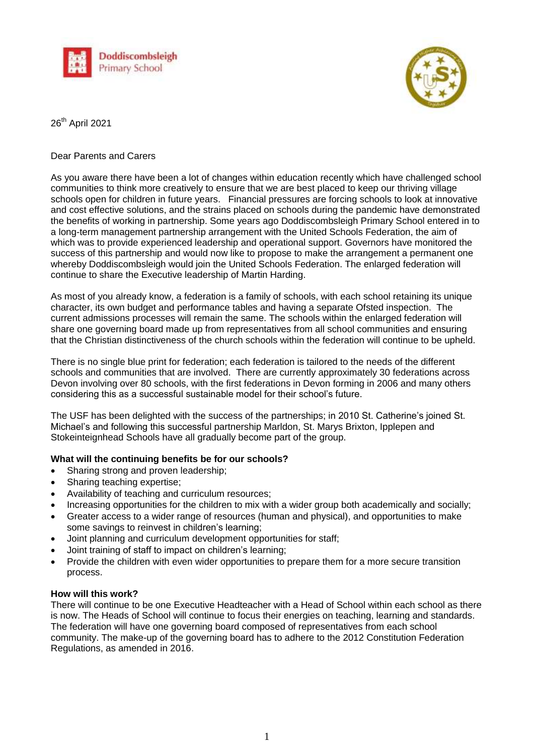Doddiscombsleigh Primary School

26th April 2021

Dear Parents and Carers

As you aware there have been a lot of changes within education recently which have challenged school communities to think more creatively to ensure that we are best placed to keep our thriving village schools open for children in future years. Financial pressures are forcing schools to look at innovative and cost effective solutions, and the strains placed on schools during the pandemic have demonstrated the benefits of working in partnership. Some years ago Doddiscombsleigh Primary School entered in to a long-term management partnership arrangement with the United Schools Federation, the aim of which was to provide experienced leadership and operational support. Governors have monitored the success of this partnership and would now like to propose to make the arrangement a permanent one whereby Doddiscombsleigh would join the United Schools Federation. The enlarged federation will continue to share the Executive leadership of Martin Harding.

As most of you already know, a federation is a family of schools, with each school retaining its unique character, its own budget and performance tables and having a separate Ofsted inspection. The current admissions processes will remain the same. The schools within the enlarged federation will share one governing board made up from representatives from all school communities and ensuring that the Christian distinctiveness of the church schools within the federation will continue to be upheld.

There is no single blue print for federation; each federation is tailored to the needs of the different schools and communities that are involved. There are currently approximately 30 federations across Devon involving over 80 schools, with the first federations in Devon forming in 2006 and many others considering this as a successful sustainable model for their school's future.

The USF has been delighted with the success of the partnerships; in 2010 St. Catherine's joined St. Michael's and following this successful partnership Marldon, St. Marys Brixton, Ipplepen and Stokeinteignhead Schools have all gradually become part of the group.

**What will the continuing benefits be for our schools?**

- Sharing strong and proven leadership;
- Sharing teaching expertise;
- Availability of teaching and curriculum resources;
- Increasing opportunities for the children to mix with a wider group both academically and socially;
- Greater access to a wider range of resources (human and physical), and opportunities to make some savings to reinvest in children's learning;
- Joint planning and curriculum development opportunities for staff;
- Joint training of staff to impact on children's learning;
- Provide the children with even wider opportunities to prepare them for a more secure transition process.

**How will this work?**

There will continue to be one Executive Headteacher with a Head of School within each school as there is now. The Heads of School will continue to focus their energies on teaching, learning and standards. The federation will have one governing board composed of representatives from each school community. The make-up of the governing board has to adhere to the 2012 Constitution Federation Regulations, as amended in 2016.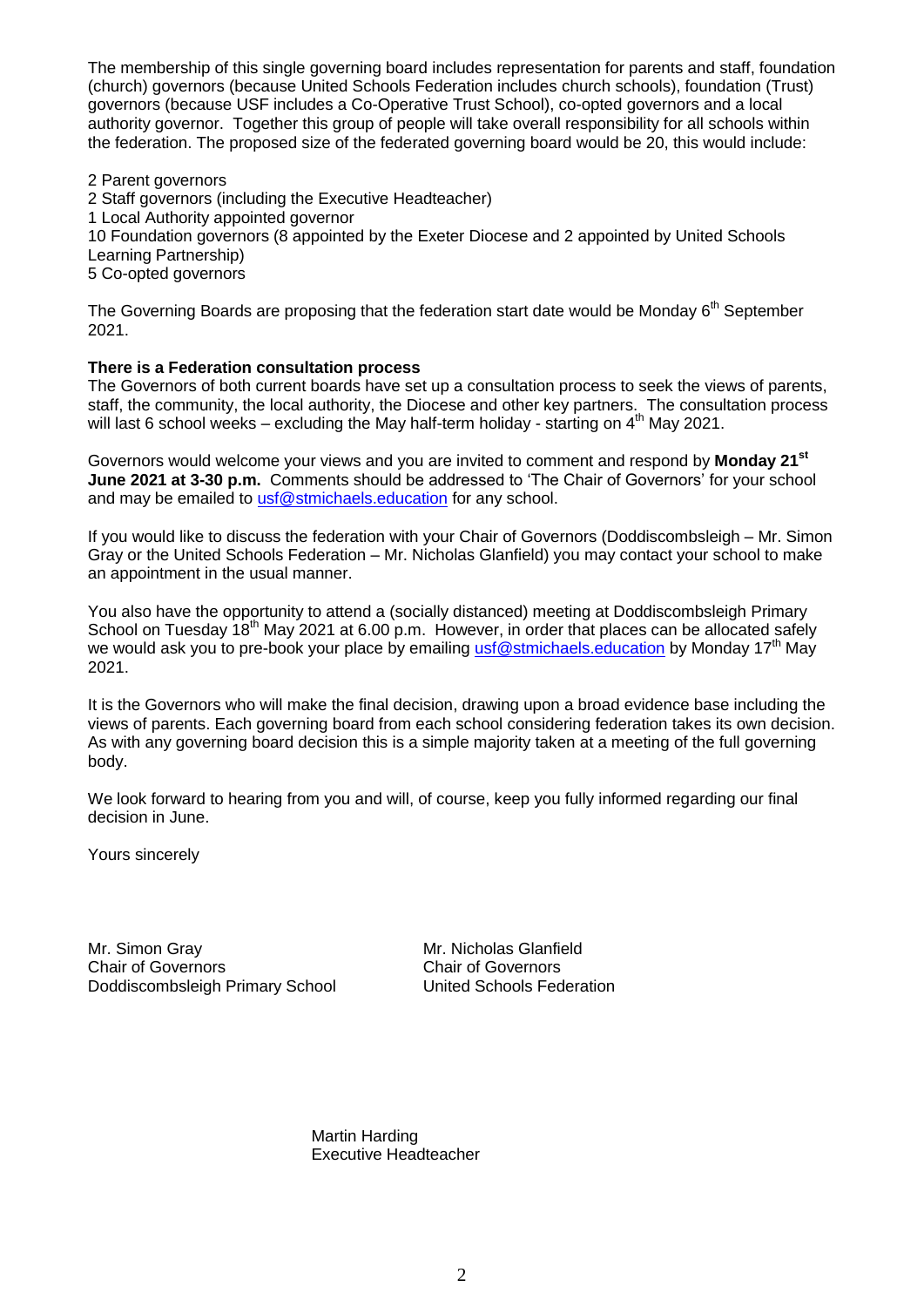The membership of this single governing board includes representation for parents and staff, foundation (church) governors (because United Schools Federation includes church schools), foundation (Trust) governors (because USF includes a Co-Operative Trust School), co-opted governors and a local authority governor. Together this group of people will take overall responsibility for all schools within the federation. The proposed size of the federated governing board would be 20, this would include:

2 Parent governors
2 Staff governors (including the Executive Headteacher)
1 Local Authority appointed governor
10 Foundation governors (8 appointed by the Exeter Diocese and 2 appointed by United Schools Learning Partnership)
5 Co-opted governors

The Governing Boards are proposing that the federation start date would be Monday 6th September 2021.

**There is a Federation consultation process**
The Governors of both current boards have set up a consultation process to seek the views of parents, staff, the community, the local authority, the Diocese and other key partners. The consultation process will last 6 school weeks – excluding the May half-term holiday - starting on 4th May 2021.

Governors would welcome your views and you are invited to comment and respond by **Monday 21st June 2021 at 3-30 p.m.** Comments should be addressed to 'The Chair of Governors' for your school and may be emailed to usf@stmichaels.education for any school.

If you would like to discuss the federation with your Chair of Governors (Doddiscombsleigh – Mr. Simon Gray or the United Schools Federation – Mr. Nicholas Glanfield) you may contact your school to make an appointment in the usual manner.

You also have the opportunity to attend a (socially distanced) meeting at Doddiscombsleigh Primary School on Tuesday 18th May 2021 at 6.00 p.m. However, in order that places can be allocated safely we would ask you to pre-book your place by emailing usf@stmichaels.education by Monday 17th May 2021.

It is the Governors who will make the final decision, drawing upon a broad evidence base including the views of parents. Each governing board from each school considering federation takes its own decision. As with any governing board decision this is a simple majority taken at a meeting of the full governing body.

We look forward to hearing from you and will, of course, keep you fully informed regarding our final decision in June.

Yours sincerely

Mr. Simon Gray
Chair of Governors
Doddiscombsleigh Primary School

Mr. Nicholas Glanfield
Chair of Governors
United Schools Federation

Martin Harding
Executive Headteacher